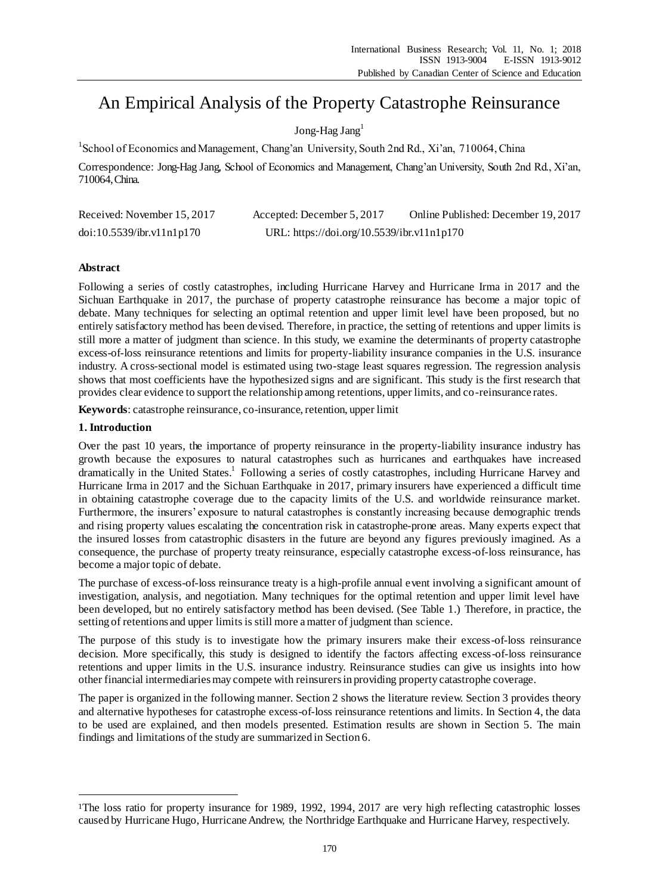# An Empirical Analysis of the Property Catastrophe Reinsurance

Jong-Hag Jang[1]

[1]School of Economics and Management, Chang'an University, South 2nd Rd., Xi'an, 710064, China

Correspondence: Jong-Hag Jang, School of Economics and Management, Chang'an University, South 2nd Rd., Xi'an, 710064, China.

Received: November 15, 2017 Accepted: December 5, 2017 Online Published: December 19, 2017

doi:10.5539/ibr.v11n1p170 URL: https://doi.org/10.5539/ibr.v11n1p170

## Abstract

Following a series of costly catastrophes, including Hurricane Harvey and Hurricane Irma in 2017 and the Sichuan Earthquake in 2017, the purchase of property catastrophe reinsurance has become a major topic of debate. Many techniques for selecting an optimal retention and upper limit level have been proposed, but no entirely satisfactory method has been devised. Therefore, in practice, the setting of retentions and upper limits is still more a matter of judgment than science. In this study, we examine the determinants of property catastrophe excess-of-loss reinsurance retentions and limits for property-liability insurance companies in the U.S. insurance industry. A cross-sectional model is estimated using two-stage least squares regression. The regression analysis shows that most coefficients have the hypothesized signs and are significant. This study is the first research that provides clear evidence to support the relationship among retentions, upper limits, and co-reinsurance rates.

**Keywords**: catastrophe reinsurance, co-insurance, retention, upper limit

## 1. Introduction

Over the past 10 years, the importance of property reinsurance in the property-liability insurance industry has growth because the exposures to natural catastrophes such as hurricanes and earthquakes have increased dramatically in the United States.[1] Following a series of costly catastrophes, including Hurricane Harvey and Hurricane Irma in 2017 and the Sichuan Earthquake in 2017, primary insurers have experienced a difficult time in obtaining catastrophe coverage due to the capacity limits of the U.S. and worldwide reinsurance market. Furthermore, the insurers' exposure to natural catastrophes is constantly increasing because demographic trends and rising property values escalating the concentration risk in catastrophe-prone areas. Many experts expect that the insured losses from catastrophic disasters in the future are beyond any figures previously imagined. As a consequence, the purchase of property treaty reinsurance, especially catastrophe excess-of-loss reinsurance, has become a major topic of debate.

The purchase of excess-of-loss reinsurance treaty is a high-profile annual event involving a significant amount of investigation, analysis, and negotiation. Many techniques for the optimal retention and upper limit level have been developed, but no entirely satisfactory method has been devised. (See Table 1.) Therefore, in practice, the setting of retentions and upper limits is still more a matter of judgment than science.

The purpose of this study is to investigate how the primary insurers make their excess-of-loss reinsurance decision. More specifically, this study is designed to identify the factors affecting excess-of-loss reinsurance retentions and upper limits in the U.S. insurance industry. Reinsurance studies can give us insights into how other financial intermediaries may compete with reinsurers in providing property catastrophe coverage.

The paper is organized in the following manner. Section 2 shows the literature review. Section 3 provides theory and alternative hypotheses for catastrophe excess-of-loss reinsurance retentions and limits. In Section 4, the data to be used are explained, and then models presented. Estimation results are shown in Section 5. The main findings and limitations of the study are summarized in Section 6.

[1]The loss ratio for property insurance for 1989, 1992, 1994, 2017 are very high reflecting catastrophic losses caused by Hurricane Hugo, Hurricane Andrew, the Northridge Earthquake and Hurricane Harvey, respectively.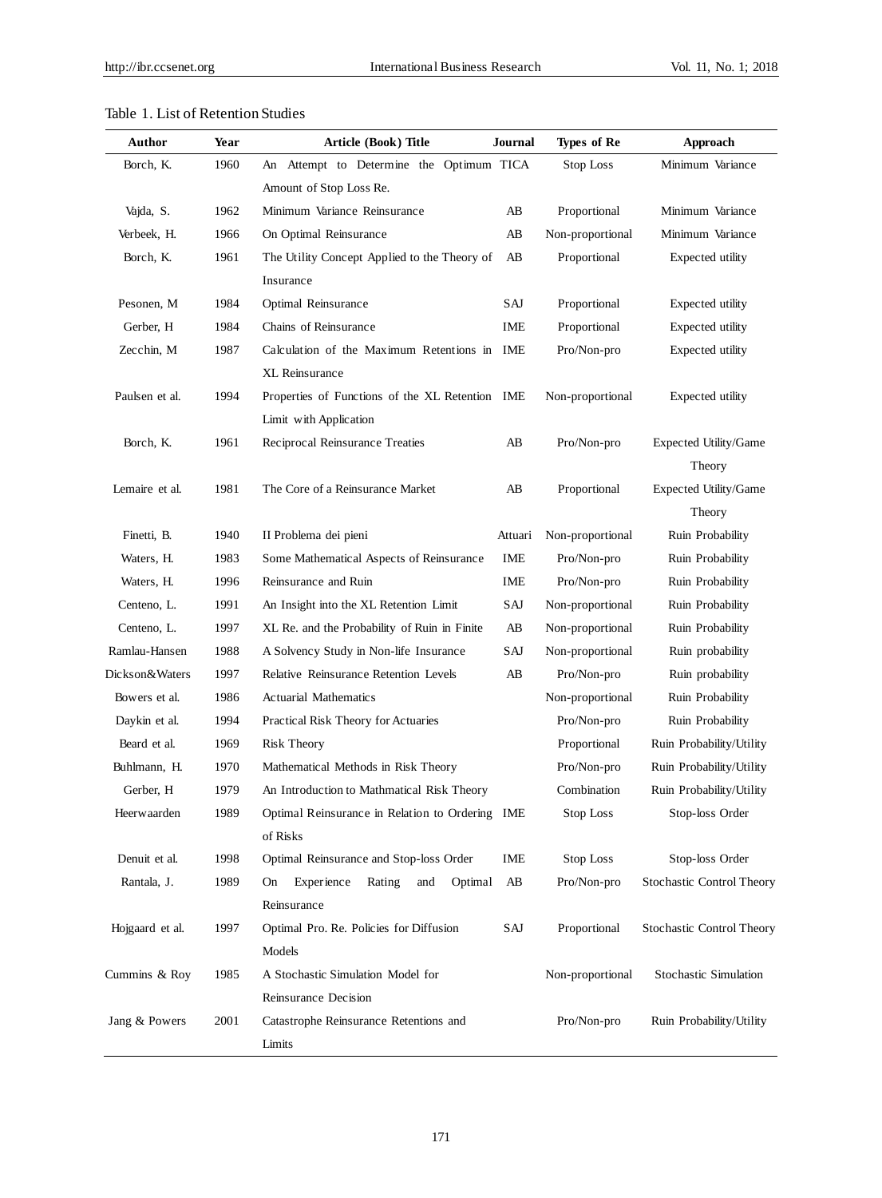Table 1. List of Retention Studies

| Author | Year | Article (Book) Title | Journal | Types of Re | Approach |
|---|---|---|---|---|---|
| Borch, K. | 1960 | An Attempt to Determine the Optimum Amount of Stop Loss Re. | TICA | Stop Loss | Minimum Variance |
| Vajda, S. | 1962 | Minimum Variance Reinsurance | AB | Proportional | Minimum Variance |
| Verbeek, H. | 1966 | On Optimal Reinsurance | AB | Non-proportional | Minimum Variance |
| Borch, K. | 1961 | The Utility Concept Applied to the Theory of Insurance | AB | Proportional | Expected utility |
| Pesonen, M | 1984 | Optimal Reinsurance | SAJ | Proportional | Expected utility |
| Gerber, H | 1984 | Chains of Reinsurance | IME | Proportional | Expected utility |
| Zecchin, M | 1987 | Calculation of the Maximum Retentions in XL Reinsurance | IME | Pro/Non-pro | Expected utility |
| Paulsen et al. | 1994 | Properties of Functions of the XL Retention Limit with Application | IME | Non-proportional | Expected utility |
| Borch, K. | 1961 | Reciprocal Reinsurance Treaties | AB | Pro/Non-pro | Expected Utility/Game Theory |
| Lemaire et al. | 1981 | The Core of a Reinsurance Market | AB | Proportional | Expected Utility/Game Theory |
| Finetti, B. | 1940 | II Problema dei pieni | Attuari | Non-proportional | Ruin Probability |
| Waters, H. | 1983 | Some Mathematical Aspects of Reinsurance | IME | Pro/Non-pro | Ruin Probability |
| Waters, H. | 1996 | Reinsurance and Ruin | IME | Pro/Non-pro | Ruin Probability |
| Centeno, L. | 1991 | An Insight into the XL Retention Limit | SAJ | Non-proportional | Ruin Probability |
| Centeno, L. | 1997 | XL Re. and the Probability of Ruin in Finite | AB | Non-proportional | Ruin Probability |
| Ramlau-Hansen | 1988 | A Solvency Study in Non-life Insurance | SAJ | Non-proportional | Ruin probability |
| Dickson&Waters | 1997 | Relative Reinsurance Retention Levels | AB | Pro/Non-pro | Ruin probability |
| Bowers et al. | 1986 | Actuarial Mathematics | | Non-proportional | Ruin Probability |
| Daykin et al. | 1994 | Practical Risk Theory for Actuaries | | Pro/Non-pro | Ruin Probability |
| Beard et al. | 1969 | Risk Theory | | Proportional | Ruin Probability/Utility |
| Buhlmann, H. | 1970 | Mathematical Methods in Risk Theory | | Pro/Non-pro | Ruin Probability/Utility |
| Gerber, H | 1979 | An Introduction to Mathmatical Risk Theory | | Combination | Ruin Probability/Utility |
| Heerwaarden | 1989 | Optimal Reinsurance in Relation to Ordering of Risks | IME | Stop Loss | Stop-loss Order |
| Denuit et al. | 1998 | Optimal Reinsurance and Stop-loss Order | IME | Stop Loss | Stop-loss Order |
| Rantala, J. | 1989 | On Experience Rating and Optimal Reinsurance | AB | Pro/Non-pro | Stochastic Control Theory |
| Hojgaard et al. | 1997 | Optimal Pro. Re. Policies for Diffusion Models | SAJ | Proportional | Stochastic Control Theory |
| Cummins & Roy | 1985 | A Stochastic Simulation Model for Reinsurance Decision | | Non-proportional | Stochastic Simulation |
| Jang & Powers | 2001 | Catastrophe Reinsurance Retentions and Limits | | Pro/Non-pro | Ruin Probability/Utility |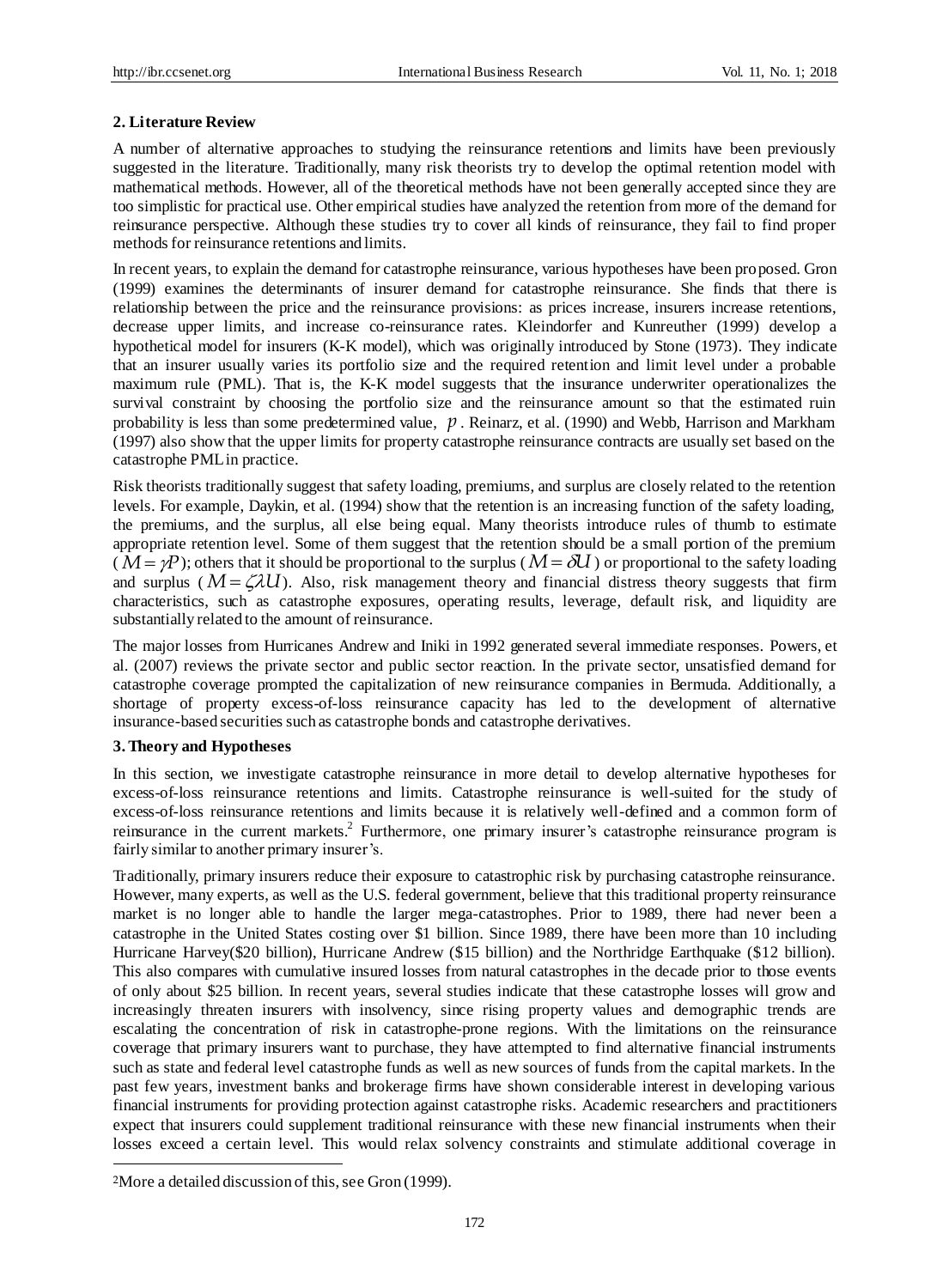## 2. Literature Review

A number of alternative approaches to studying the reinsurance retentions and limits have been previously suggested in the literature. Traditionally, many risk theorists try to develop the optimal retention model with mathematical methods. However, all of the theoretical methods have not been generally accepted since they are too simplistic for practical use. Other empirical studies have analyzed the retention from more of the demand for reinsurance perspective. Although these studies try to cover all kinds of reinsurance, they fail to find proper methods for reinsurance retentions and limits.

In recent years, to explain the demand for catastrophe reinsurance, various hypotheses have been proposed. Gron (1999) examines the determinants of insurer demand for catastrophe reinsurance. She finds that there is relationship between the price and the reinsurance provisions: as prices increase, insurers increase retentions, decrease upper limits, and increase co-reinsurance rates. Kleindorfer and Kunreuther (1999) develop a hypothetical model for insurers (K-K model), which was originally introduced by Stone (1973). They indicate that an insurer usually varies its portfolio size and the required retention and limit level under a probable maximum rule (PML). That is, the K-K model suggests that the insurance underwriter operationalizes the survival constraint by choosing the portfolio size and the reinsurance amount so that the estimated ruin probability is less than some predetermined value, $p$. Reinarz, et al. (1990) and Webb, Harrison and Markham (1997) also show that the upper limits for property catastrophe reinsurance contracts are usually set based on the catastrophe PML in practice.

Risk theorists traditionally suggest that safety loading, premiums, and surplus are closely related to the retention levels. For example, Daykin, et al. (1994) show that the retention is an increasing function of the safety loading, the premiums, and the surplus, all else being equal. Many theorists introduce rules of thumb to estimate appropriate retention level. Some of them suggest that the retention should be a small portion of the premium ($M = \gamma P$); others that it should be proportional to the surplus ($M = \delta U$) or proportional to the safety loading and surplus ($M = \zeta \lambda U$). Also, risk management theory and financial distress theory suggests that firm characteristics, such as catastrophe exposures, operating results, leverage, default risk, and liquidity are substantially related to the amount of reinsurance.

The major losses from Hurricanes Andrew and Iniki in 1992 generated several immediate responses. Powers, et al. (2007) reviews the private sector and public sector reaction. In the private sector, unsatisfied demand for catastrophe coverage prompted the capitalization of new reinsurance companies in Bermuda. Additionally, a shortage of property excess-of-loss reinsurance capacity has led to the development of alternative insurance-based securities such as catastrophe bonds and catastrophe derivatives.

## 3. Theory and Hypotheses

In this section, we investigate catastrophe reinsurance in more detail to develop alternative hypotheses for excess-of-loss reinsurance retentions and limits. Catastrophe reinsurance is well-suited for the study of excess-of-loss reinsurance retentions and limits because it is relatively well-defined and a common form of reinsurance in the current markets.[2] Furthermore, one primary insurer's catastrophe reinsurance program is fairly similar to another primary insurer's.

Traditionally, primary insurers reduce their exposure to catastrophic risk by purchasing catastrophe reinsurance. However, many experts, as well as the U.S. federal government, believe that this traditional property reinsurance market is no longer able to handle the larger mega-catastrophes. Prior to 1989, there had never been a catastrophe in the United States costing over $1 billion. Since 1989, there have been more than 10 including Hurricane Harvey($20 billion), Hurricane Andrew ($15 billion) and the Northridge Earthquake ($12 billion). This also compares with cumulative insured losses from natural catastrophes in the decade prior to those events of only about $25 billion. In recent years, several studies indicate that these catastrophe losses will grow and increasingly threaten insurers with insolvency, since rising property values and demographic trends are escalating the concentration of risk in catastrophe-prone regions. With the limitations on the reinsurance coverage that primary insurers want to purchase, they have attempted to find alternative financial instruments such as state and federal level catastrophe funds as well as new sources of funds from the capital markets. In the past few years, investment banks and brokerage firms have shown considerable interest in developing various financial instruments for providing protection against catastrophe risks. Academic researchers and practitioners expect that insurers could supplement traditional reinsurance with these new financial instruments when their losses exceed a certain level. This would relax solvency constraints and stimulate additional coverage in

[2] More a detailed discussion of this, see Gron (1999).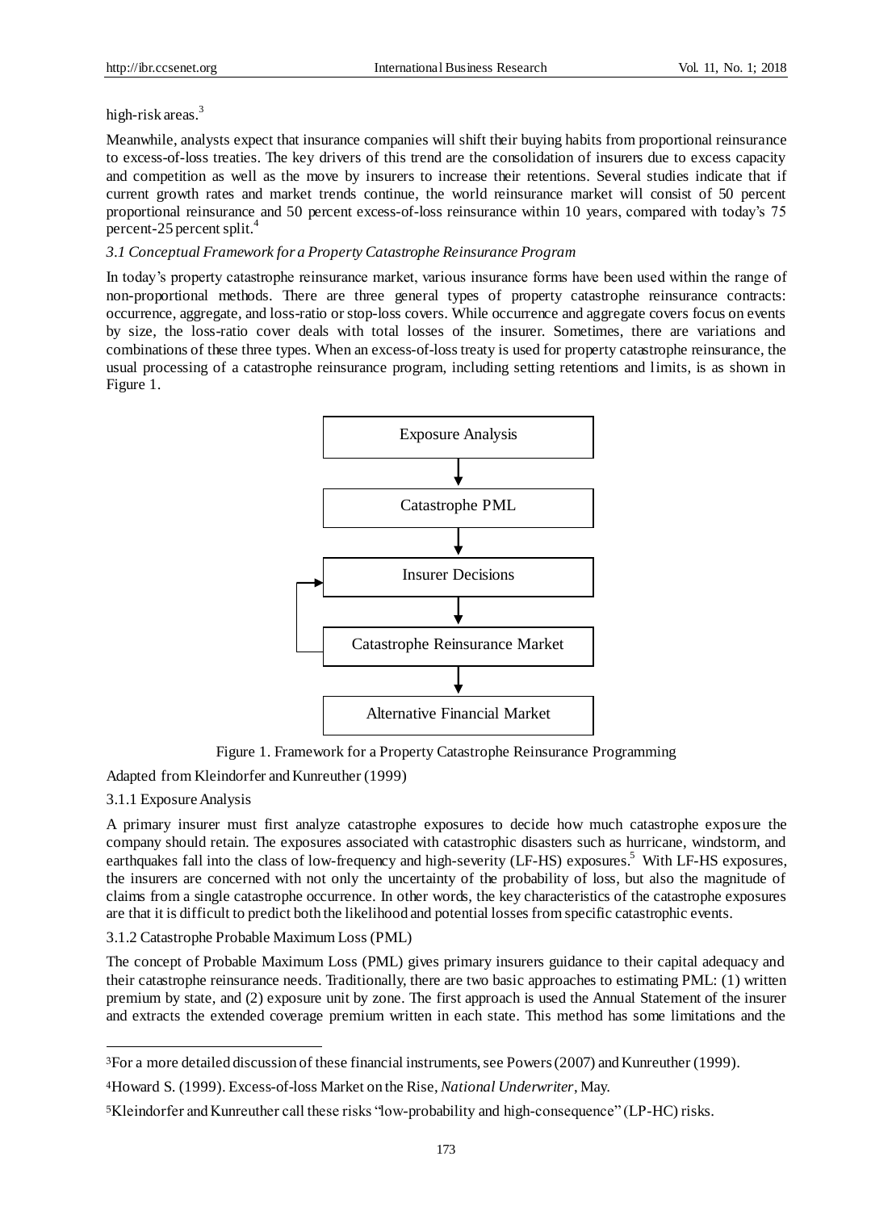high-risk areas.[3]

Meanwhile, analysts expect that insurance companies will shift their buying habits from proportional reinsurance to excess-of-loss treaties. The key drivers of this trend are the consolidation of insurers due to excess capacity and competition as well as the move by insurers to increase their retentions. Several studies indicate that if current growth rates and market trends continue, the world reinsurance market will consist of 50 percent proportional reinsurance and 50 percent excess-of-loss reinsurance within 10 years, compared with today's 75 percent-25 percent split.[4]

### *3.1 Conceptual Framework for a Property Catastrophe Reinsurance Program*

In today's property catastrophe reinsurance market, various insurance forms have been used within the range of non-proportional methods. There are three general types of property catastrophe reinsurance contracts: occurrence, aggregate, and loss-ratio or stop-loss covers. While occurrence and aggregate covers focus on events by size, the loss-ratio cover deals with total losses of the insurer. Sometimes, there are variations and combinations of these three types. When an excess-of-loss treaty is used for property catastrophe reinsurance, the usual processing of a catastrophe reinsurance program, including setting retentions and limits, is as shown in Figure 1.

Exposure Analysis → Catastrophe PML → Insurer Decisions → Catastrophe Reinsurance Market → Alternative Financial Market

(Catastrophe Reinsurance Market feeds back to Insurer Decisions)

Figure 1. Framework for a Property Catastrophe Reinsurance Programming

Adapted from Kleindorfer and Kunreuther (1999)

#### 3.1.1 Exposure Analysis

A primary insurer must first analyze catastrophe exposures to decide how much catastrophe exposure the company should retain. The exposures associated with catastrophic disasters such as hurricane, windstorm, and earthquakes fall into the class of low-frequency and high-severity (LF-HS) exposures.[5] With LF-HS exposures, the insurers are concerned with not only the uncertainty of the probability of loss, but also the magnitude of claims from a single catastrophe occurrence. In other words, the key characteristics of the catastrophe exposures are that it is difficult to predict both the likelihood and potential losses from specific catastrophic events.

#### 3.1.2 Catastrophe Probable Maximum Loss (PML)

The concept of Probable Maximum Loss (PML) gives primary insurers guidance to their capital adequacy and their catastrophe reinsurance needs. Traditionally, there are two basic approaches to estimating PML: (1) written premium by state, and (2) exposure unit by zone. The first approach is used the Annual Statement of the insurer and extracts the extended coverage premium written in each state. This method has some limitations and the

---

[3] For a more detailed discussion of these financial instruments, see Powers (2007) and Kunreuther (1999).

[4] Howard S. (1999). Excess-of-loss Market on the Rise, *National Underwriter*, May.

[5] Kleindorfer and Kunreuther call these risks "low-probability and high-consequence" (LP-HC) risks.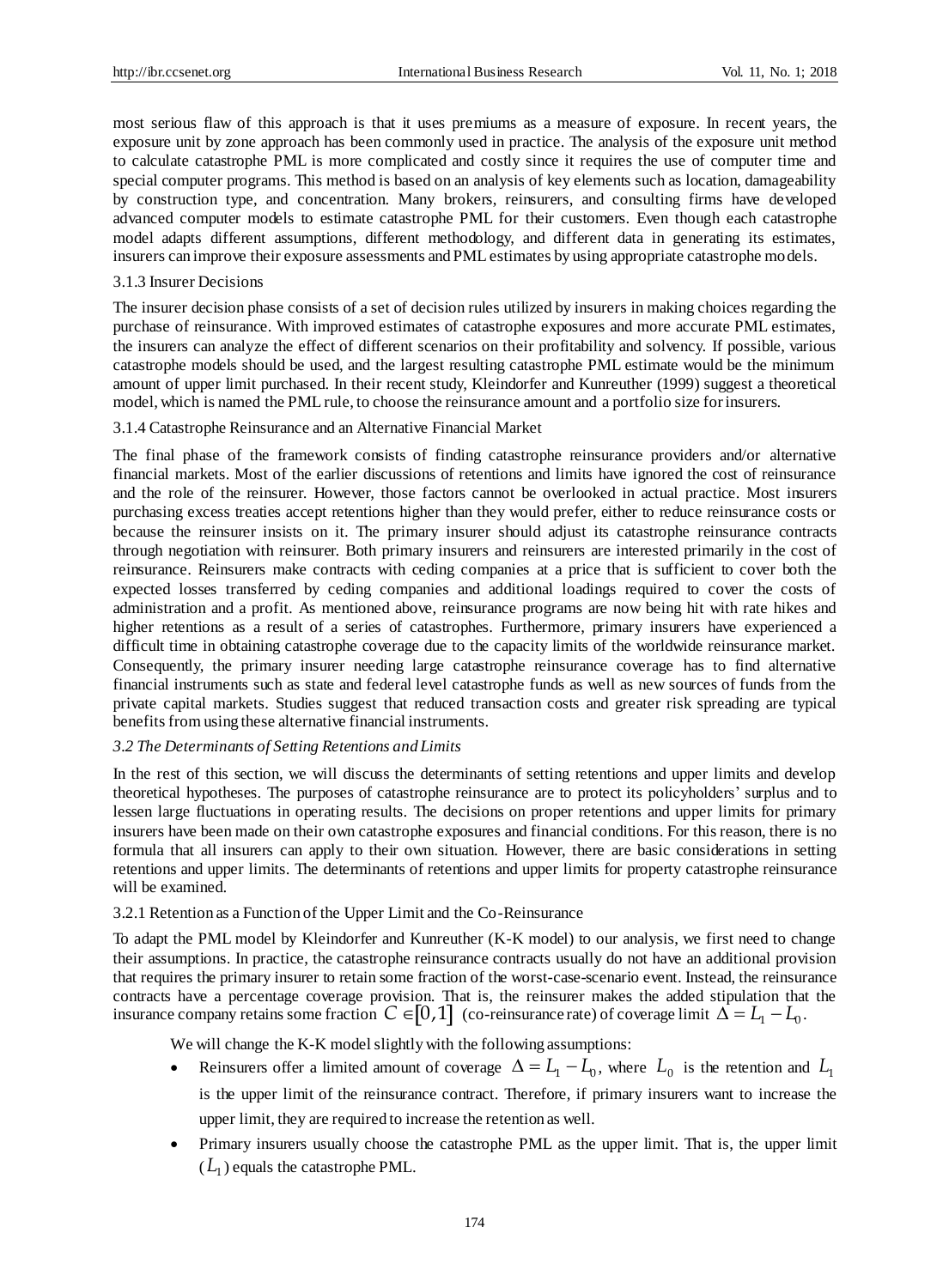most serious flaw of this approach is that it uses premiums as a measure of exposure. In recent years, the exposure unit by zone approach has been commonly used in practice. The analysis of the exposure unit method to calculate catastrophe PML is more complicated and costly since it requires the use of computer time and special computer programs. This method is based on an analysis of key elements such as location, damageability by construction type, and concentration. Many brokers, reinsurers, and consulting firms have developed advanced computer models to estimate catastrophe PML for their customers. Even though each catastrophe model adapts different assumptions, different methodology, and different data in generating its estimates, insurers can improve their exposure assessments and PML estimates by using appropriate catastrophe models.

#### 3.1.3 Insurer Decisions

The insurer decision phase consists of a set of decision rules utilized by insurers in making choices regarding the purchase of reinsurance. With improved estimates of catastrophe exposures and more accurate PML estimates, the insurers can analyze the effect of different scenarios on their profitability and solvency. If possible, various catastrophe models should be used, and the largest resulting catastrophe PML estimate would be the minimum amount of upper limit purchased. In their recent study, Kleindorfer and Kunreuther (1999) suggest a theoretical model, which is named the PML rule, to choose the reinsurance amount and a portfolio size for insurers.

#### 3.1.4 Catastrophe Reinsurance and an Alternative Financial Market

The final phase of the framework consists of finding catastrophe reinsurance providers and/or alternative financial markets. Most of the earlier discussions of retentions and limits have ignored the cost of reinsurance and the role of the reinsurer. However, those factors cannot be overlooked in actual practice. Most insurers purchasing excess treaties accept retentions higher than they would prefer, either to reduce reinsurance costs or because the reinsurer insists on it. The primary insurer should adjust its catastrophe reinsurance contracts through negotiation with reinsurer. Both primary insurers and reinsurers are interested primarily in the cost of reinsurance. Reinsurers make contracts with ceding companies at a price that is sufficient to cover both the expected losses transferred by ceding companies and additional loadings required to cover the costs of administration and a profit. As mentioned above, reinsurance programs are now being hit with rate hikes and higher retentions as a result of a series of catastrophes. Furthermore, primary insurers have experienced a difficult time in obtaining catastrophe coverage due to the capacity limits of the worldwide reinsurance market. Consequently, the primary insurer needing large catastrophe reinsurance coverage has to find alternative financial instruments such as state and federal level catastrophe funds as well as new sources of funds from the private capital markets. Studies suggest that reduced transaction costs and greater risk spreading are typical benefits from using these alternative financial instruments.

### *3.2 The Determinants of Setting Retentions and Limits*

In the rest of this section, we will discuss the determinants of setting retentions and upper limits and develop theoretical hypotheses. The purposes of catastrophe reinsurance are to protect its policyholders' surplus and to lessen large fluctuations in operating results. The decisions on proper retentions and upper limits for primary insurers have been made on their own catastrophe exposures and financial conditions. For this reason, there is no formula that all insurers can apply to their own situation. However, there are basic considerations in setting retentions and upper limits. The determinants of retentions and upper limits for property catastrophe reinsurance will be examined.

#### 3.2.1 Retention as a Function of the Upper Limit and the Co-Reinsurance

To adapt the PML model by Kleindorfer and Kunreuther (K-K model) to our analysis, we first need to change their assumptions. In practice, the catastrophe reinsurance contracts usually do not have an additional provision that requires the primary insurer to retain some fraction of the worst-case-scenario event. Instead, the reinsurance contracts have a percentage coverage provision. That is, the reinsurer makes the added stipulation that the insurance company retains some fraction $C \in [0,1]$ (co-reinsurance rate) of coverage limit $\Delta = L_1 - L_0$.

We will change the K-K model slightly with the following assumptions:

- Reinsurers offer a limited amount of coverage $\Delta = L_1 - L_0$, where $L_0$ is the retention and $L_1$ is the upper limit of the reinsurance contract. Therefore, if primary insurers want to increase the upper limit, they are required to increase the retention as well.
- Primary insurers usually choose the catastrophe PML as the upper limit. That is, the upper limit ($L_1$) equals the catastrophe PML.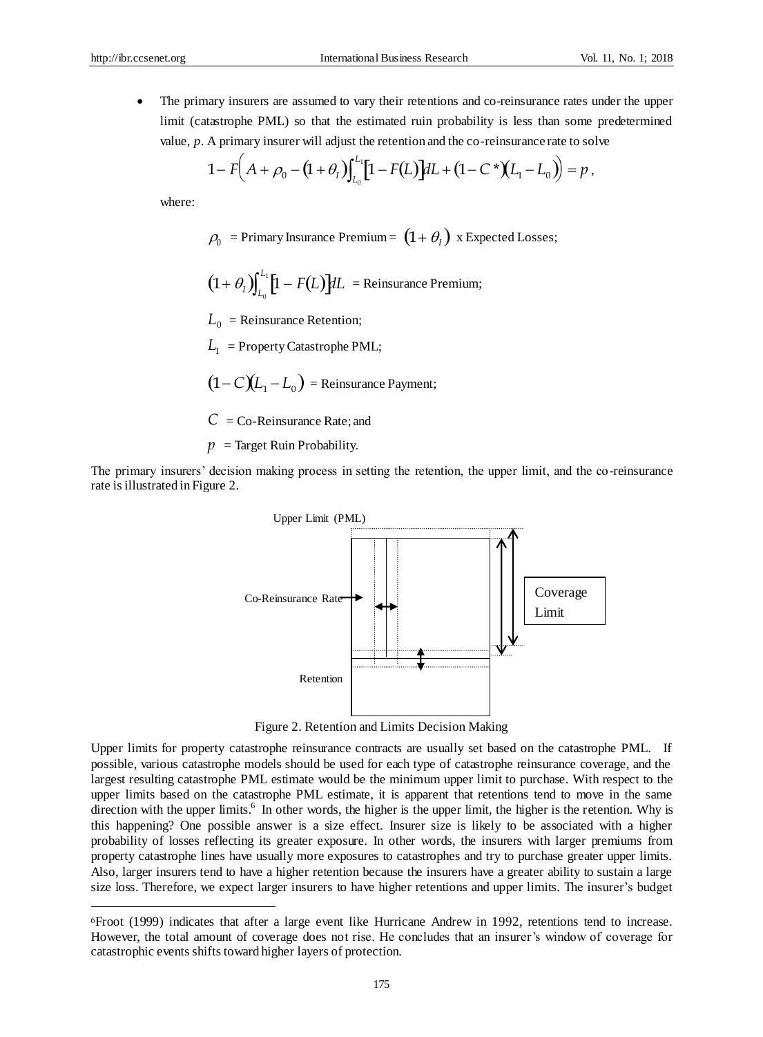- The primary insurers are assumed to vary their retentions and co-reinsurance rates under the upper limit (catastrophe PML) so that the estimated ruin probability is less than some predetermined value, $p$. A primary insurer will adjust the retention and the co-reinsurance rate to solve

$$1 - F\left(A + \rho_0 - (1+\theta_I)\int_{L_0}^{L_1}[1 - F(L)]dL + (1 - C^*)(L_1 - L_0)\right) = p,$$

where:

$\rho_0$ = Primary Insurance Premium = $(1+\theta_I)$ x Expected Losses;

$(1+\theta_I)\int_{L_0}^{L_1}[1 - F(L)]dL$ = Reinsurance Premium;

$L_0$ = Reinsurance Retention;

$L_1$ = Property Catastrophe PML;

$(1-C)(L_1 - L_0)$ = Reinsurance Payment;

$C$ = Co-Reinsurance Rate; and

$p$ = Target Ruin Probability.

The primary insurers' decision making process in setting the retention, the upper limit, and the co-reinsurance rate is illustrated in Figure 2.

Upper Limit (PML)

Co-Reinsurance Rate

Coverage Limit

Retention

Figure 2. Retention and Limits Decision Making

Upper limits for property catastrophe reinsurance contracts are usually set based on the catastrophe PML. If possible, various catastrophe models should be used for each type of catastrophe reinsurance coverage, and the largest resulting catastrophe PML estimate would be the minimum upper limit to purchase. With respect to the upper limits based on the catastrophe PML estimate, it is apparent that retentions tend to move in the same direction with the upper limits.[6] In other words, the higher is the upper limit, the higher is the retention. Why is this happening? One possible answer is a size effect. Insurer size is likely to be associated with a higher probability of losses reflecting its greater exposure. In other words, the insurers with larger premiums from property catastrophe lines have usually more exposures to catastrophes and try to purchase greater upper limits. Also, larger insurers tend to have a higher retention because the insurers have a greater ability to sustain a large size loss. Therefore, we expect larger insurers to have higher retentions and upper limits. The insurer's budget

[6] Froot (1999) indicates that after a large event like Hurricane Andrew in 1992, retentions tend to increase. However, the total amount of coverage does not rise. He concludes that an insurer's window of coverage for catastrophic events shifts toward higher layers of protection.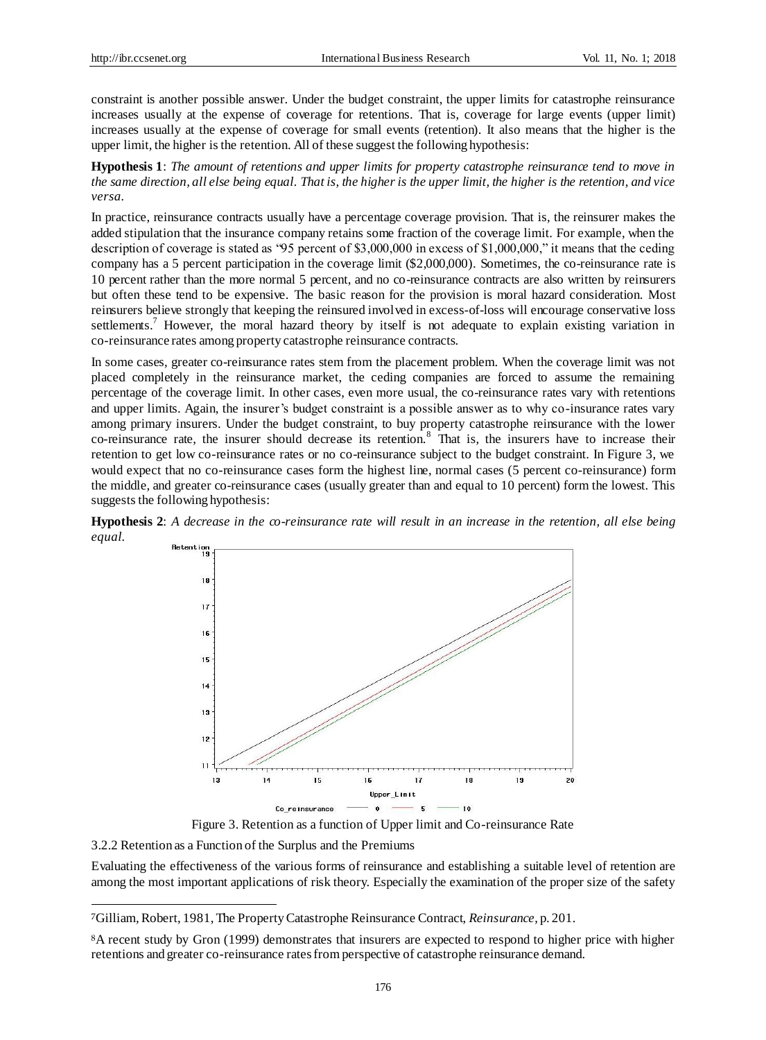constraint is another possible answer. Under the budget constraint, the upper limits for catastrophe reinsurance increases usually at the expense of coverage for retentions. That is, coverage for large events (upper limit) increases usually at the expense of coverage for small events (retention). It also means that the higher is the upper limit, the higher is the retention. All of these suggest the following hypothesis:

**Hypothesis 1**: *The amount of retentions and upper limits for property catastrophe reinsurance tend to move in the same direction, all else being equal. That is, the higher is the upper limit, the higher is the retention, and vice versa.*

In practice, reinsurance contracts usually have a percentage coverage provision. That is, the reinsurer makes the added stipulation that the insurance company retains some fraction of the coverage limit. For example, when the description of coverage is stated as "95 percent of $3,000,000 in excess of $1,000,000," it means that the ceding company has a 5 percent participation in the coverage limit ($2,000,000). Sometimes, the co-reinsurance rate is 10 percent rather than the more normal 5 percent, and no co-reinsurance contracts are also written by reinsurers but often these tend to be expensive. The basic reason for the provision is moral hazard consideration. Most reinsurers believe strongly that keeping the reinsured involved in excess-of-loss will encourage conservative loss settlements.[7] However, the moral hazard theory by itself is not adequate to explain existing variation in co-reinsurance rates among property catastrophe reinsurance contracts.

In some cases, greater co-reinsurance rates stem from the placement problem. When the coverage limit was not placed completely in the reinsurance market, the ceding companies are forced to assume the remaining percentage of the coverage limit. In other cases, even more usual, the co-reinsurance rates vary with retentions and upper limits. Again, the insurer's budget constraint is a possible answer as to why co-insurance rates vary among primary insurers. Under the budget constraint, to buy property catastrophe reinsurance with the lower co-reinsurance rate, the insurer should decrease its retention.[8] That is, the insurers have to increase their retention to get low co-reinsurance rates or no co-reinsurance subject to the budget constraint. In Figure 3, we would expect that no co-reinsurance cases form the highest line, normal cases (5 percent co-reinsurance) form the middle, and greater co-reinsurance cases (usually greater than and equal to 10 percent) form the lowest. This suggests the following hypothesis:

**Hypothesis 2**: *A decrease in the co-reinsurance rate will result in an increase in the retention, all else being equal.*

Figure 3. Retention as a function of Upper limit and Co-reinsurance Rate

### 3.2.2 Retention as a Function of the Surplus and the Premiums

Evaluating the effectiveness of the various forms of reinsurance and establishing a suitable level of retention are among the most important applications of risk theory. Especially the examination of the proper size of the safety

---

[7] Gilliam, Robert, 1981, The Property Catastrophe Reinsurance Contract, *Reinsurance*, p. 201.

[8] A recent study by Gron (1999) demonstrates that insurers are expected to respond to higher price with higher retentions and greater co-reinsurance rates from perspective of catastrophe reinsurance demand.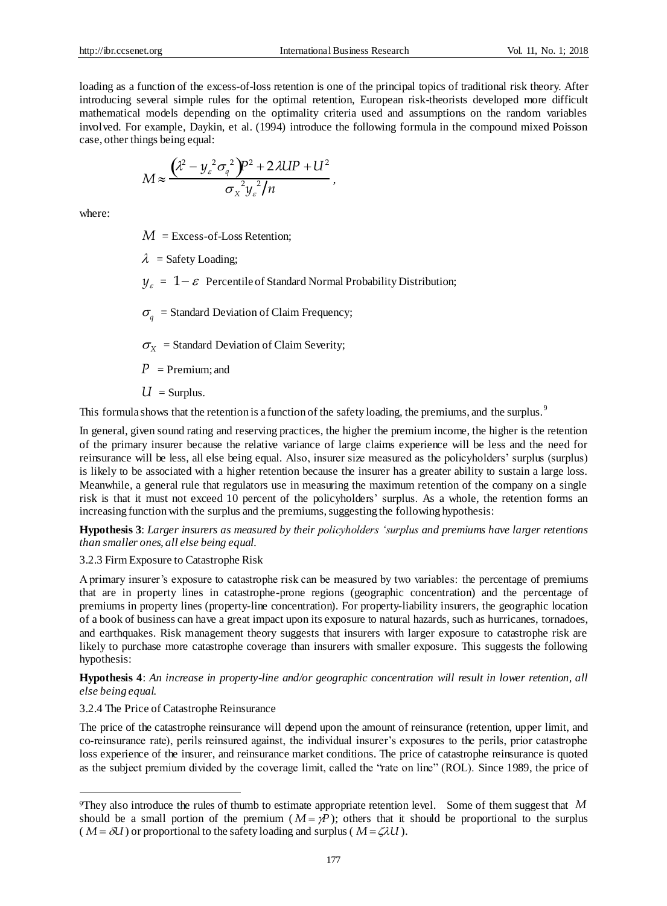loading as a function of the excess-of-loss retention is one of the principal topics of traditional risk theory. After introducing several simple rules for the optimal retention, European risk-theorists developed more difficult mathematical models depending on the optimality criteria used and assumptions on the random variables involved. For example, Daykin, et al. (1994) introduce the following formula in the compound mixed Poisson case, other things being equal:

$$M \approx \frac{\left(\lambda^2 - y_\varepsilon^{\,2}\sigma_q^{\,2}\right)P^2 + 2\lambda UP + U^2}{\sigma_X^{\,2} y_\varepsilon^{\,2} / n},$$

where:

$M$ = Excess-of-Loss Retention;

$\lambda$ = Safety Loading;

$y_\varepsilon$ = $1-\varepsilon$ Percentile of Standard Normal Probability Distribution;

$\sigma_q$ = Standard Deviation of Claim Frequency;

$\sigma_X$ = Standard Deviation of Claim Severity;

$P$ = Premium; and

$U$ = Surplus.

This formula shows that the retention is a function of the safety loading, the premiums, and the surplus.[9]

In general, given sound rating and reserving practices, the higher the premium income, the higher is the retention of the primary insurer because the relative variance of large claims experience will be less and the need for reinsurance will be less, all else being equal. Also, insurer size measured as the policyholders' surplus (surplus) is likely to be associated with a higher retention because the insurer has a greater ability to sustain a large loss. Meanwhile, a general rule that regulators use in measuring the maximum retention of the company on a single risk is that it must not exceed 10 percent of the policyholders' surplus. As a whole, the retention forms an increasing function with the surplus and the premiums, suggesting the following hypothesis:

**Hypothesis 3**: *Larger insurers as measured by their policyholders 'surplus and premiums have larger retentions than smaller ones, all else being equal.*

### 3.2.3 Firm Exposure to Catastrophe Risk

A primary insurer's exposure to catastrophe risk can be measured by two variables: the percentage of premiums that are in property lines in catastrophe-prone regions (geographic concentration) and the percentage of premiums in property lines (property-line concentration). For property-liability insurers, the geographic location of a book of business can have a great impact upon its exposure to natural hazards, such as hurricanes, tornadoes, and earthquakes. Risk management theory suggests that insurers with larger exposure to catastrophe risk are likely to purchase more catastrophe coverage than insurers with smaller exposure. This suggests the following hypothesis:

**Hypothesis 4**: *An increase in property-line and/or geographic concentration will result in lower retention, all else being equal.*

### 3.2.4 The Price of Catastrophe Reinsurance

The price of the catastrophe reinsurance will depend upon the amount of reinsurance (retention, upper limit, and co-reinsurance rate), perils reinsured against, the individual insurer's exposures to the perils, prior catastrophe loss experience of the insurer, and reinsurance market conditions. The price of catastrophe reinsurance is quoted as the subject premium divided by the coverage limit, called the "rate on line" (ROL). Since 1989, the price of

---

[9] They also introduce the rules of thumb to estimate appropriate retention level. Some of them suggest that $M$ should be a small portion of the premium ($M = \gamma P$); others that it should be proportional to the surplus ($M = \delta U$) or proportional to the safety loading and surplus ($M = \zeta\lambda U$).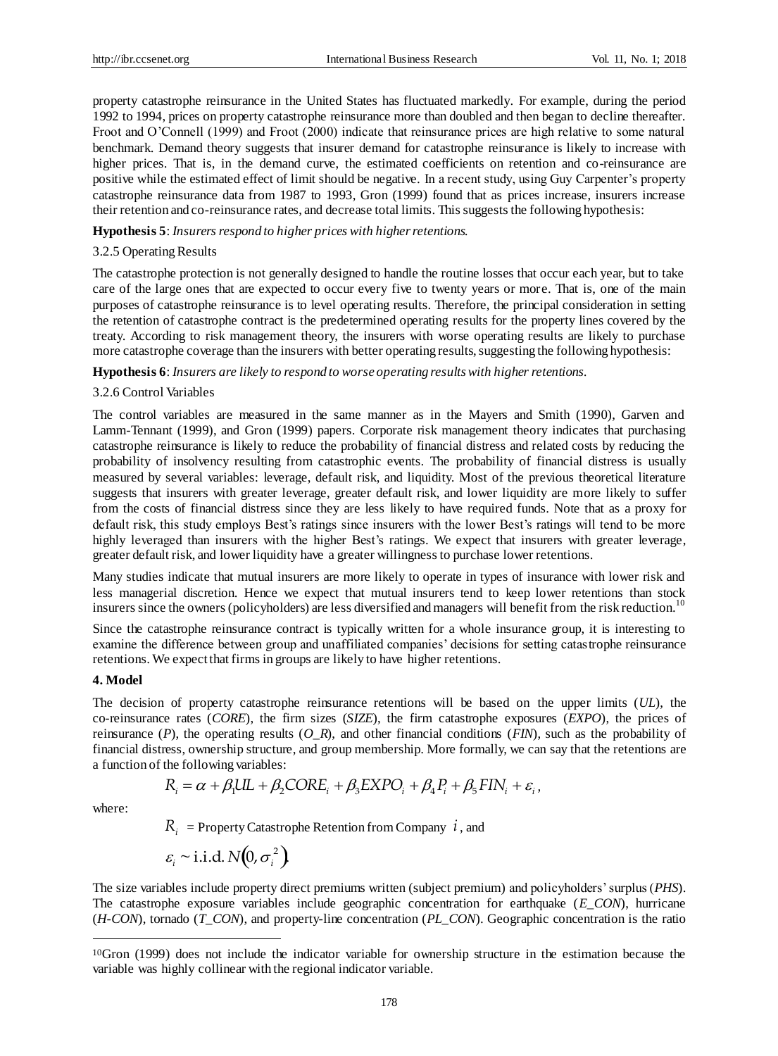property catastrophe reinsurance in the United States has fluctuated markedly. For example, during the period 1992 to 1994, prices on property catastrophe reinsurance more than doubled and then began to decline thereafter. Froot and O'Connell (1999) and Froot (2000) indicate that reinsurance prices are high relative to some natural benchmark. Demand theory suggests that insurer demand for catastrophe reinsurance is likely to increase with higher prices. That is, in the demand curve, the estimated coefficients on retention and co-reinsurance are positive while the estimated effect of limit should be negative. In a recent study, using Guy Carpenter's property catastrophe reinsurance data from 1987 to 1993, Gron (1999) found that as prices increase, insurers increase their retention and co-reinsurance rates, and decrease total limits. This suggests the following hypothesis:

**Hypothesis 5**: *Insurers respond to higher prices with higher retentions.*

3.2.5 Operating Results

The catastrophe protection is not generally designed to handle the routine losses that occur each year, but to take care of the large ones that are expected to occur every five to twenty years or more. That is, one of the main purposes of catastrophe reinsurance is to level operating results. Therefore, the principal consideration in setting the retention of catastrophe contract is the predetermined operating results for the property lines covered by the treaty. According to risk management theory, the insurers with worse operating results are likely to purchase more catastrophe coverage than the insurers with better operating results, suggesting the following hypothesis:

**Hypothesis 6**: *Insurers are likely to respond to worse operating results with higher retentions.*

3.2.6 Control Variables

The control variables are measured in the same manner as in the Mayers and Smith (1990), Garven and Lamm-Tennant (1999), and Gron (1999) papers. Corporate risk management theory indicates that purchasing catastrophe reinsurance is likely to reduce the probability of financial distress and related costs by reducing the probability of insolvency resulting from catastrophic events. The probability of financial distress is usually measured by several variables: leverage, default risk, and liquidity. Most of the previous theoretical literature suggests that insurers with greater leverage, greater default risk, and lower liquidity are more likely to suffer from the costs of financial distress since they are less likely to have required funds. Note that as a proxy for default risk, this study employs Best's ratings since insurers with the lower Best's ratings will tend to be more highly leveraged than insurers with the higher Best's ratings. We expect that insurers with greater leverage, greater default risk, and lower liquidity have a greater willingness to purchase lower retentions.

Many studies indicate that mutual insurers are more likely to operate in types of insurance with lower risk and less managerial discretion. Hence we expect that mutual insurers tend to keep lower retentions than stock insurers since the owners (policyholders) are less diversified and managers will benefit from the risk reduction.[10]

Since the catastrophe reinsurance contract is typically written for a whole insurance group, it is interesting to examine the difference between group and unaffiliated companies' decisions for setting catastrophe reinsurance retentions. We expect that firms in groups are likely to have higher retentions.

## 4. Model

The decision of property catastrophe reinsurance retentions will be based on the upper limits (*UL*), the co-reinsurance rates (*CORE*), the firm sizes (*SIZE*), the firm catastrophe exposures (*EXPO*), the prices of reinsurance (*P*), the operating results (*O_R*), and other financial conditions (*FIN*), such as the probability of financial distress, ownership structure, and group membership. More formally, we can say that the retentions are a function of the following variables:

$$R_i = \alpha + \beta_1 UL + \beta_2 CORE_i + \beta_3 EXPO_i + \beta_4 P_i + \beta_5 FIN_i + \varepsilon_i,$$

where:

$R_i$ = Property Catastrophe Retention from Company $i$, and

$\varepsilon_i \sim \text{i.i.d. } N(0, \sigma_i^2)$.

The size variables include property direct premiums written (subject premium) and policyholders' surplus (*PHS*). The catastrophe exposure variables include geographic concentration for earthquake (*E_CON*), hurricane (*H-CON*), tornado (*T_CON*), and property-line concentration (*PL_CON*). Geographic concentration is the ratio

[10] Gron (1999) does not include the indicator variable for ownership structure in the estimation because the variable was highly collinear with the regional indicator variable.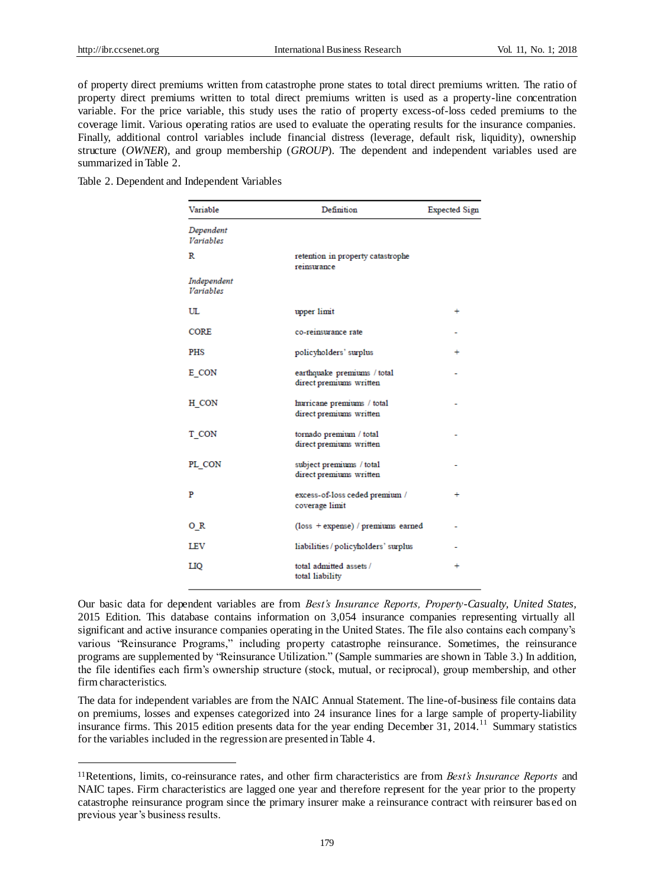of property direct premiums written from catastrophe prone states to total direct premiums written. The ratio of property direct premiums written to total direct premiums written is used as a property-line concentration variable. For the price variable, this study uses the ratio of property excess-of-loss ceded premiums to the coverage limit. Various operating ratios are used to evaluate the operating results for the insurance companies. Finally, additional control variables include financial distress (leverage, default risk, liquidity), ownership structure (*OWNER*), and group membership (*GROUP*). The dependent and independent variables used are summarized in Table 2.

Table 2. Dependent and Independent Variables

| Variable | Definition | Expected Sign |
|---|---|---|
| *Dependent Variables* | | |
| R | retention in property catastrophe reinsurance | |
| *Independent Variables* | | |
| UL | upper limit | + |
| CORE | co-reinsurance rate | - |
| PHS | policyholders' surplus | + |
| E_CON | earthquake premiums / total direct premiums written | - |
| H_CON | hurricane premiums / total direct premiums written | - |
| T_CON | tornado premium / total direct premiums written | - |
| PL_CON | subject premiums / total direct premiums written | - |
| P | excess-of-loss ceded premium / coverage limit | + |
| O_R | (loss + expense) / premiums earned | - |
| LEV | liabilities / policyholders' surplus | - |
| LIQ | total admitted assets / total liability | + |

Our basic data for dependent variables are from *Best's Insurance Reports, Property-Casualty, United States,* 2015 Edition. This database contains information on 3,054 insurance companies representing virtually all significant and active insurance companies operating in the United States. The file also contains each company's various "Reinsurance Programs," including property catastrophe reinsurance. Sometimes, the reinsurance programs are supplemented by "Reinsurance Utilization." (Sample summaries are shown in Table 3.) In addition, the file identifies each firm's ownership structure (stock, mutual, or reciprocal), group membership, and other firm characteristics.

The data for independent variables are from the NAIC Annual Statement. The line-of-business file contains data on premiums, losses and expenses categorized into 24 insurance lines for a large sample of property-liability insurance firms. This 2015 edition presents data for the year ending December 31, 2014.[11] Summary statistics for the variables included in the regression are presented in Table 4.

---

[11] Retentions, limits, co-reinsurance rates, and other firm characteristics are from *Best's Insurance Reports* and NAIC tapes. Firm characteristics are lagged one year and therefore represent for the year prior to the property catastrophe reinsurance program since the primary insurer make a reinsurance contract with reinsurer based on previous year's business results.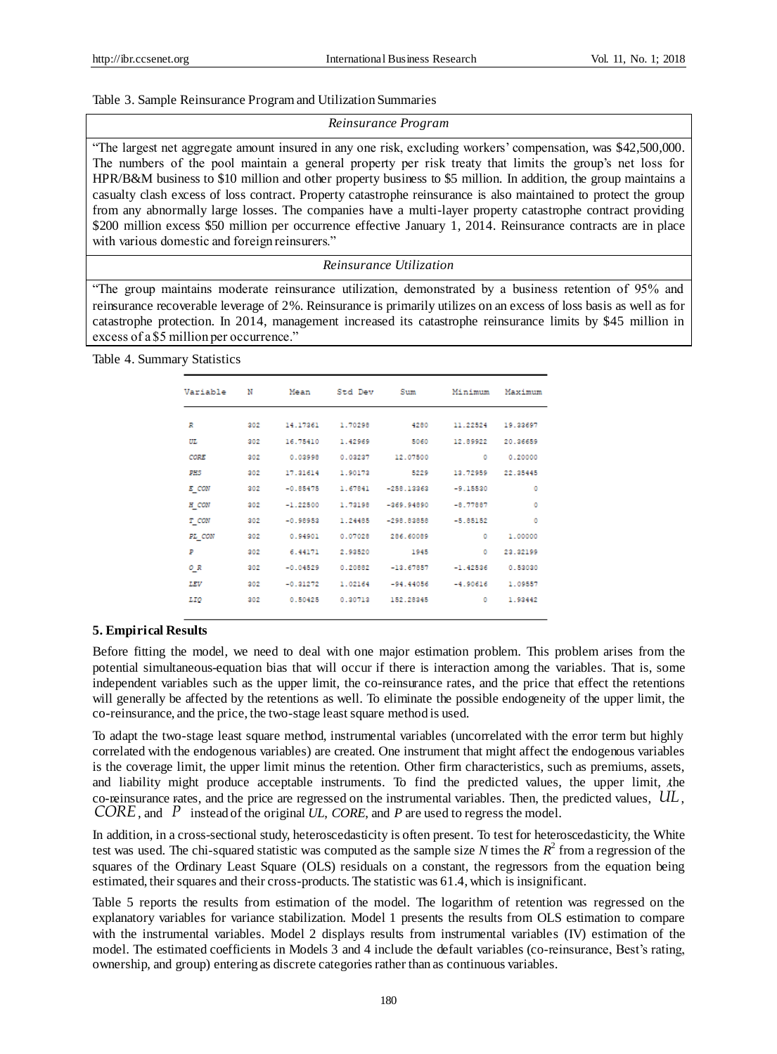Table 3. Sample Reinsurance Program and Utilization Summaries

| *Reinsurance Program* |
|---|
| "The largest net aggregate amount insured in any one risk, excluding workers' compensation, was $42,500,000. The numbers of the pool maintain a general property per risk treaty that limits the group's net loss for HPR/B&M business to $10 million and other property business to $5 million. In addition, the group maintains a casualty clash excess of loss contract. Property catastrophe reinsurance is also maintained to protect the group from any abnormally large losses. The companies have a multi-layer property catastrophe contract providing $200 million excess $50 million per occurrence effective January 1, 2014. Reinsurance contracts are in place with various domestic and foreign reinsurers." |
| *Reinsurance Utilization* |
| "The group maintains moderate reinsurance utilization, demonstrated by a business retention of 95% and reinsurance recoverable leverage of 2%. Reinsurance is primarily utilizes on an excess of loss basis as well as for catastrophe protection. In 2014, management increased its catastrophe reinsurance limits by $45 million in excess of a $5 million per occurrence." |

Table 4. Summary Statistics

| Variable | N | Mean | Std Dev | Sum | Minimum | Maximum |
|---|---|---|---|---|---|---|
| *R* | 302 | 14.17361 | 1.70298 | 4280 | 11.22524 | 19.33697 |
| *UL* | 302 | 16.75410 | 1.42969 | 5060 | 12.89922 | 20.36659 |
| *CORE* | 302 | 0.03998 | 0.03237 | 12.07500 | 0 | 0.20000 |
| *PHS* | 302 | 17.31614 | 1.90173 | 5229 | 13.72959 | 22.35445 |
| *E_CON* | 302 | -0.85475 | 1.67841 | -258.13363 | -9.15530 | 0 |
| *H_CON* | 302 | -1.22500 | 1.73198 | -369.94890 | -8.77887 | 0 |
| *T_CON* | 302 | -0.98953 | 1.24485 | -298.83858 | -5.85152 | 0 |
| *PL_CON* | 302 | 0.94901 | 0.07028 | 286.60089 | 0 | 1.00000 |
| *P* | 302 | 6.44171 | 2.93520 | 1945 | 0 | 23.32199 |
| *O_R* | 302 | -0.04529 | 0.20882 | -13.67857 | -1.42536 | 0.53030 |
| *LEV* | 302 | -0.31272 | 1.02164 | -94.44056 | -4.90616 | 1.09557 |
| *LIQ* | 302 | 0.50425 | 0.30713 | 152.28345 | 0 | 1.93442 |

## 5. Empirical Results

Before fitting the model, we need to deal with one major estimation problem. This problem arises from the potential simultaneous-equation bias that will occur if there is interaction among the variables. That is, some independent variables such as the upper limit, the co-reinsurance rates, and the price that effect the retentions will generally be affected by the retentions as well. To eliminate the possible endogeneity of the upper limit, the co-reinsurance, and the price, the two-stage least square method is used.

To adapt the two-stage least square method, instrumental variables (uncorrelated with the error term but highly correlated with the endogenous variables) are created. One instrument that might affect the endogenous variables is the coverage limit, the upper limit minus the retention. Other firm characteristics, such as premiums, assets, and liability might produce acceptable instruments. To find the predicted values, the upper limit, the co-reinsurance rates, and the price are regressed on the instrumental variables. Then, the predicted values, $\hat{UL}$, $\hat{CORE}$, and $\hat{P}$ instead of the original *UL*, *CORE*, and *P* are used to regress the model.

In addition, in a cross-sectional study, heteroscedasticity is often present. To test for heteroscedasticity, the White test was used. The chi-squared statistic was computed as the sample size *N* times the $R^2$ from a regression of the squares of the Ordinary Least Square (OLS) residuals on a constant, the regressors from the equation being estimated, their squares and their cross-products. The statistic was 61.4, which is insignificant.

Table 5 reports the results from estimation of the model. The logarithm of retention was regressed on the explanatory variables for variance stabilization. Model 1 presents the results from OLS estimation to compare with the instrumental variables. Model 2 displays results from instrumental variables (IV) estimation of the model. The estimated coefficients in Models 3 and 4 include the default variables (co-reinsurance, Best's rating, ownership, and group) entering as discrete categories rather than as continuous variables.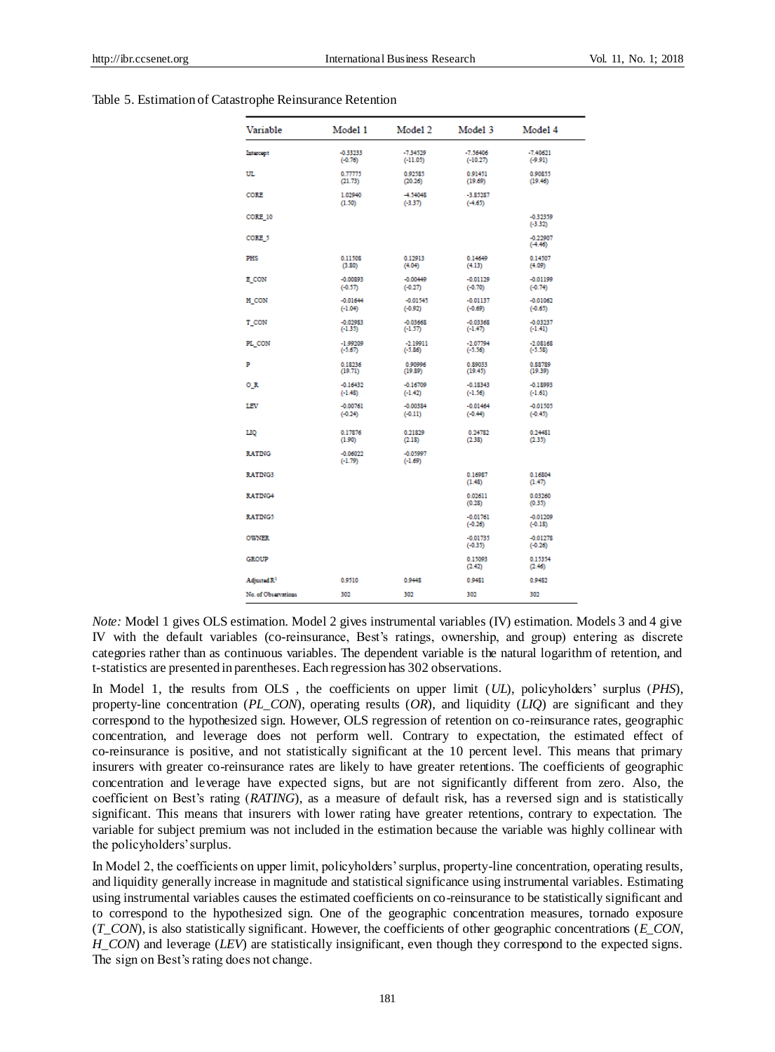Table 5. Estimation of Catastrophe Reinsurance Retention

| Variable | Model 1 | Model 2 | Model 3 | Model 4 |
|---|---|---|---|---|
| Intercept | -0.33233 (-0.76) | -7.34529 (-11.05) | -7.56406 (-10.27) | -7.40621 (-9.91) |
| UL | 0.77775 (21.73) | 0.92585 (20.26) | 0.91451 (19.69) | 0.90855 (19.46) |
| CORE | 1.02940 (1.50) | -4.54048 (-3.37) | -3.85287 (-4.65) | |
| CORE_10 | | | | -0.32359 (-3.32) |
| CORE_5 | | | | -0.22907 (-4.46) |
| PHS | 0.11508 (3.80) | 0.12913 (4.04) | 0.14649 (4.13) | 0.14507 (4.09) |
| E_CON | -0.00893 (-0.57) | -0.00449 (-0.27) | -0.01129 (-0.70) | -0.01199 (-0.74) |
| H_CON | -0.01644 (-1.04) | -0.01545 (-0.92) | -0.01137 (-0.69) | -0.01062 (-0.65) |
| T_CON | -0.02983 (-1.35) | -0.03668 (-1.57) | -0.03368 (-1.47) | -0.03237 (-1.41) |
| PL_CON | -1.99209 (-5.67) | -2.19911 (-5.86) | -2.07794 (-5.56) | -2.08168 (-5.58) |
| P | 0.18236 (19.71) | 0.90996 (19.89) | 0.89033 (19.45) | 0.88789 (19.39) |
| O_R | -0.16432 (-1.48) | -0.16709 (-1.42) | -0.18343 (-1.56) | -0.18993 (-1.61) |
| LEV | -0.00761 (-0.24) | -0.00384 (-0.11) | -0.01464 (-0.44) | -0.01505 (-0.45) |
| LIQ | 0.17876 (1.90) | 0.21829 (2.18) | 0.24782 (2.38) | 0.24481 (2.35) |
| RATING | -0.06022 (-1.79) | -0.05997 (-1.69) | | |
| RATING3 | | | 0.16987 (1.48) | 0.16804 (1.47) |
| RATING4 | | | 0.02611 (0.28) | 0.03260 (0.35) |
| RATING5 | | | -0.01761 (-0.26) | -0.01209 (-0.18) |
| OWNER | | | -0.01735 (-0.35) | -0.01278 (-0.26) |
| GROUP | | | 0.15093 (2.42) | 0.15354 (2.46) |
| Adjusted $R^2$ | 0.9510 | 0.9448 | 0.9481 | 0.9482 |
| No. of Observations | 302 | 302 | 302 | 302 |

*Note:* Model 1 gives OLS estimation. Model 2 gives instrumental variables (IV) estimation. Models 3 and 4 give IV with the default variables (co-reinsurance, Best's ratings, ownership, and group) entering as discrete categories rather than as continuous variables. The dependent variable is the natural logarithm of retention, and t-statistics are presented in parentheses. Each regression has 302 observations.

In Model 1, the results from OLS , the coefficients on upper limit (*UL*), policyholders' surplus (*PHS*), property-line concentration (*PL_CON*), operating results (*OR*), and liquidity (*LIQ*) are significant and they correspond to the hypothesized sign. However, OLS regression of retention on co-reinsurance rates, geographic concentration, and leverage does not perform well. Contrary to expectation, the estimated effect of co-reinsurance is positive, and not statistically significant at the 10 percent level. This means that primary insurers with greater co-reinsurance rates are likely to have greater retentions. The coefficients of geographic concentration and leverage have expected signs, but are not significantly different from zero. Also, the coefficient on Best's rating (*RATING*), as a measure of default risk, has a reversed sign and is statistically significant. This means that insurers with lower rating have greater retentions, contrary to expectation. The variable for subject premium was not included in the estimation because the variable was highly collinear with the policyholders' surplus.

In Model 2, the coefficients on upper limit, policyholders' surplus, property-line concentration, operating results, and liquidity generally increase in magnitude and statistical significance using instrumental variables. Estimating using instrumental variables causes the estimated coefficients on co-reinsurance to be statistically significant and to correspond to the hypothesized sign. One of the geographic concentration measures, tornado exposure (*T_CON*), is also statistically significant. However, the coefficients of other geographic concentrations (*E_CON*, *H_CON*) and leverage (*LEV*) are statistically insignificant, even though they correspond to the expected signs. The sign on Best's rating does not change.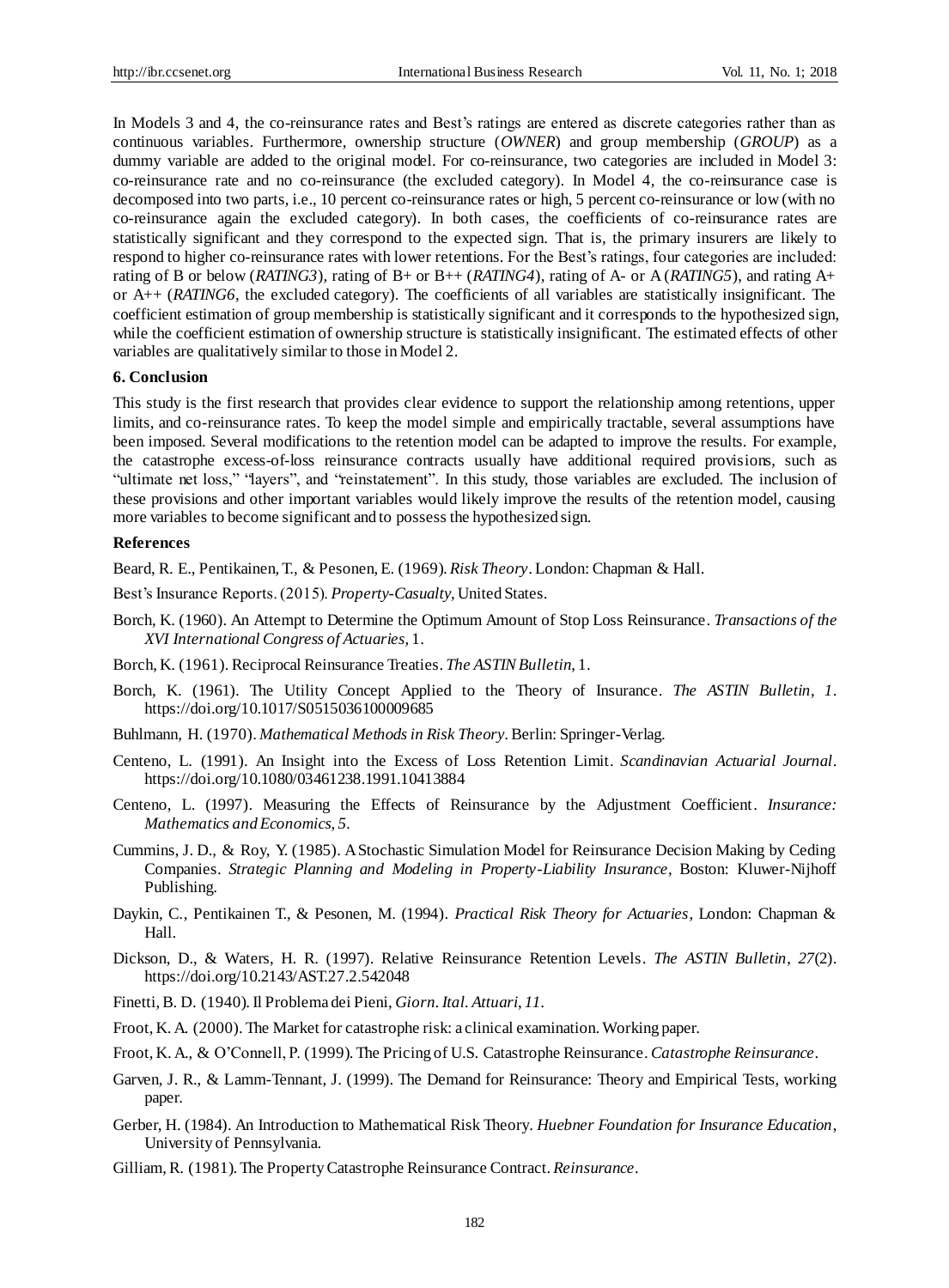In Models 3 and 4, the co-reinsurance rates and Best's ratings are entered as discrete categories rather than as continuous variables. Furthermore, ownership structure (*OWNER*) and group membership (*GROUP*) as a dummy variable are added to the original model. For co-reinsurance, two categories are included in Model 3: co-reinsurance rate and no co-reinsurance (the excluded category). In Model 4, the co-reinsurance case is decomposed into two parts, i.e., 10 percent co-reinsurance rates or high, 5 percent co-reinsurance or low (with no co-reinsurance again the excluded category). In both cases, the coefficients of co-reinsurance rates are statistically significant and they correspond to the expected sign. That is, the primary insurers are likely to respond to higher co-reinsurance rates with lower retentions. For the Best's ratings, four categories are included: rating of B or below (*RATING3*), rating of B+ or B++ (*RATING4*), rating of A- or A (*RATING5*), and rating A+ or A++ (*RATING6*, the excluded category). The coefficients of all variables are statistically insignificant. The coefficient estimation of group membership is statistically significant and it corresponds to the hypothesized sign, while the coefficient estimation of ownership structure is statistically insignificant. The estimated effects of other variables are qualitatively similar to those in Model 2.

## 6. Conclusion

This study is the first research that provides clear evidence to support the relationship among retentions, upper limits, and co-reinsurance rates. To keep the model simple and empirically tractable, several assumptions have been imposed. Several modifications to the retention model can be adapted to improve the results. For example, the catastrophe excess-of-loss reinsurance contracts usually have additional required provisions, such as "ultimate net loss," "layers", and "reinstatement". In this study, those variables are excluded. The inclusion of these provisions and other important variables would likely improve the results of the retention model, causing more variables to become significant and to possess the hypothesized sign.

## References

Beard, R. E., Pentikainen, T., & Pesonen, E. (1969). *Risk Theory*. London: Chapman & Hall.

Best's Insurance Reports. (2015). *Property-Casualty*, United States.

Borch, K. (1960). An Attempt to Determine the Optimum Amount of Stop Loss Reinsurance. *Transactions of the XVI International Congress of Actuaries*, 1.

Borch, K. (1961). Reciprocal Reinsurance Treaties. *The ASTIN Bulletin*, 1.

Borch, K. (1961). The Utility Concept Applied to the Theory of Insurance. *The ASTIN Bulletin*, *1*. https://doi.org/10.1017/S0515036100009685

Buhlmann, H. (1970). *Mathematical Methods in Risk Theory*. Berlin: Springer-Verlag.

Centeno, L. (1991). An Insight into the Excess of Loss Retention Limit. *Scandinavian Actuarial Journal*. https://doi.org/10.1080/03461238.1991.10413884

Centeno, L. (1997). Measuring the Effects of Reinsurance by the Adjustment Coefficient. *Insurance: Mathematics and Economics*, *5*.

Cummins, J. D., & Roy, Y. (1985). A Stochastic Simulation Model for Reinsurance Decision Making by Ceding Companies. *Strategic Planning and Modeling in Property-Liability Insurance*, Boston: Kluwer-Nijhoff Publishing.

Daykin, C., Pentikainen T., & Pesonen, M. (1994). *Practical Risk Theory for Actuaries*, London: Chapman & Hall.

Dickson, D., & Waters, H. R. (1997). Relative Reinsurance Retention Levels. *The ASTIN Bulletin*, *27*(2). https://doi.org/10.2143/AST.27.2.542048

Finetti, B. D. (1940). Il Problema dei Pieni, *Giorn. Ital. Attuari*, *11*.

Froot, K. A. (2000). The Market for catastrophe risk: a clinical examination. Working paper.

Froot, K. A., & O'Connell, P. (1999). The Pricing of U.S. Catastrophe Reinsurance. *Catastrophe Reinsurance*.

Garven, J. R., & Lamm-Tennant, J. (1999). The Demand for Reinsurance: Theory and Empirical Tests, working paper.

Gerber, H. (1984). An Introduction to Mathematical Risk Theory. *Huebner Foundation for Insurance Education*, University of Pennsylvania.

Gilliam, R. (1981). The Property Catastrophe Reinsurance Contract. *Reinsurance*.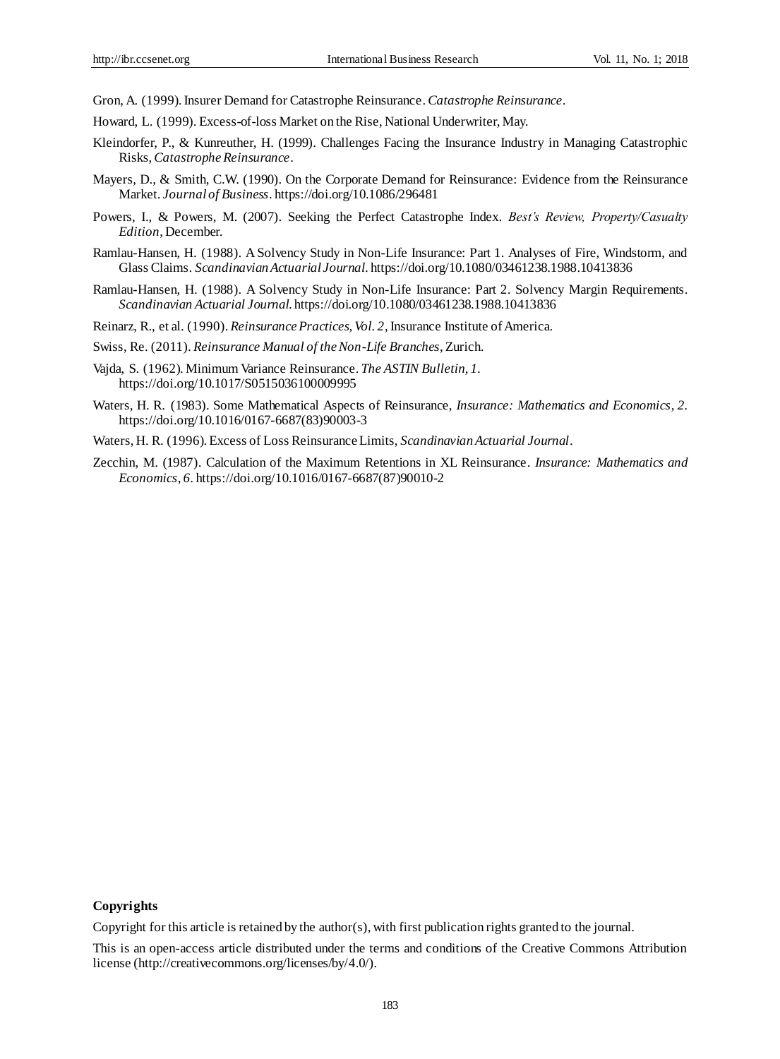Gron, A. (1999). Insurer Demand for Catastrophe Reinsurance. *Catastrophe Reinsurance*.

Howard, L. (1999). Excess-of-loss Market on the Rise, National Underwriter, May.

Kleindorfer, P., & Kunreuther, H. (1999). Challenges Facing the Insurance Industry in Managing Catastrophic Risks, *Catastrophe Reinsurance*.

Mayers, D., & Smith, C.W. (1990). On the Corporate Demand for Reinsurance: Evidence from the Reinsurance Market. *Journal of Business*. https://doi.org/10.1086/296481

Powers, I., & Powers, M. (2007). Seeking the Perfect Catastrophe Index. *Best's Review, Property/Casualty Edition*, December.

Ramlau-Hansen, H. (1988). A Solvency Study in Non-Life Insurance: Part 1. Analyses of Fire, Windstorm, and Glass Claims. *Scandinavian Actuarial Journal*. https://doi.org/10.1080/03461238.1988.10413836

Ramlau-Hansen, H. (1988). A Solvency Study in Non-Life Insurance: Part 2. Solvency Margin Requirements. *Scandinavian Actuarial Journal*. https://doi.org/10.1080/03461238.1988.10413836

Reinarz, R., et al. (1990). *Reinsurance Practices, Vol. 2*, Insurance Institute of America.

Swiss, Re. (2011). *Reinsurance Manual of the Non-Life Branches*, Zurich.

Vajda, S. (1962). Minimum Variance Reinsurance. *The ASTIN Bulletin*, *1*. https://doi.org/10.1017/S0515036100009995

Waters, H. R. (1983). Some Mathematical Aspects of Reinsurance, *Insurance: Mathematics and Economics*, *2*. https://doi.org/10.1016/0167-6687(83)90003-3

Waters, H. R. (1996). Excess of Loss Reinsurance Limits, *Scandinavian Actuarial Journal*.

Zecchin, M. (1987). Calculation of the Maximum Retentions in XL Reinsurance. *Insurance: Mathematics and Economics*, *6*. https://doi.org/10.1016/0167-6687(87)90010-2

**Copyrights**

Copyright for this article is retained by the author(s), with first publication rights granted to the journal.

This is an open-access article distributed under the terms and conditions of the Creative Commons Attribution license (http://creativecommons.org/licenses/by/4.0/).